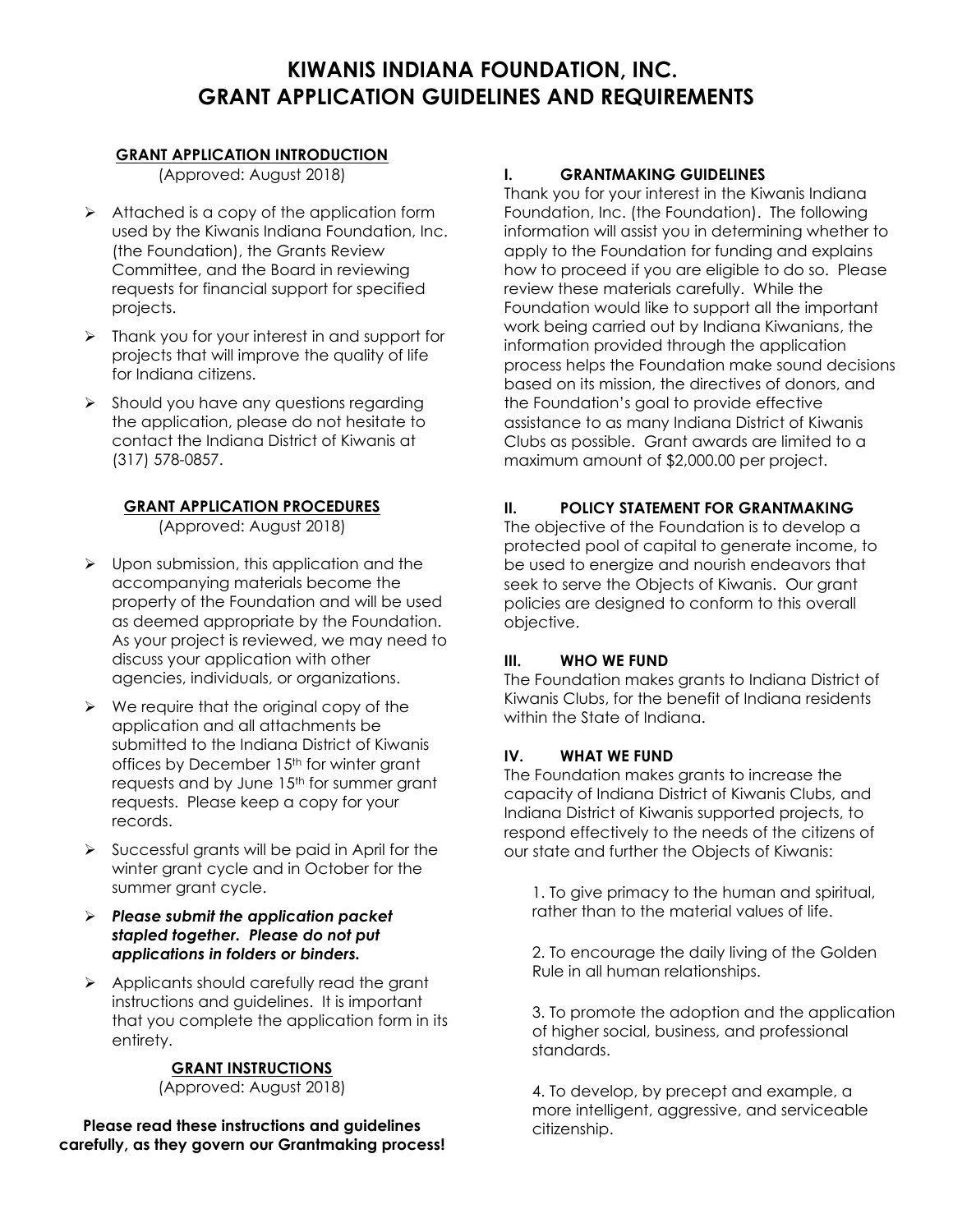# KIWANIS INDIANA FOUNDATION, INC.
# GRANT APPLICATION GUIDELINES AND REQUIREMENTS

## GRANT APPLICATION INTRODUCTION

(Approved: August 2018)

- Attached is a copy of the application form used by the Kiwanis Indiana Foundation, Inc. (the Foundation), the Grants Review Committee, and the Board in reviewing requests for financial support for specified projects.
- Thank you for your interest in and support for projects that will improve the quality of life for Indiana citizens.
- Should you have any questions regarding the application, please do not hesitate to contact the Indiana District of Kiwanis at (317) 578-0857.

## GRANT APPLICATION PROCEDURES

(Approved: August 2018)

- Upon submission, this application and the accompanying materials become the property of the Foundation and will be used as deemed appropriate by the Foundation. As your project is reviewed, we may need to discuss your application with other agencies, individuals, or organizations.
- We require that the original copy of the application and all attachments be submitted to the Indiana District of Kiwanis offices by December 15th for winter grant requests and by June 15th for summer grant requests. Please keep a copy for your records.
- Successful grants will be paid in April for the winter grant cycle and in October for the summer grant cycle.
- ***Please submit the application packet stapled together. Please do not put applications in folders or binders.***
- Applicants should carefully read the grant instructions and guidelines. It is important that you complete the application form in its entirety.

## GRANT INSTRUCTIONS

(Approved: August 2018)

**Please read these instructions and guidelines carefully, as they govern our Grantmaking process!**

### I. GRANTMAKING GUIDELINES

Thank you for your interest in the Kiwanis Indiana Foundation, Inc. (the Foundation). The following information will assist you in determining whether to apply to the Foundation for funding and explains how to proceed if you are eligible to do so. Please review these materials carefully. While the Foundation would like to support all the important work being carried out by Indiana Kiwanians, the information provided through the application process helps the Foundation make sound decisions based on its mission, the directives of donors, and the Foundation's goal to provide effective assistance to as many Indiana District of Kiwanis Clubs as possible. Grant awards are limited to a maximum amount of $2,000.00 per project.

### II. POLICY STATEMENT FOR GRANTMAKING

The objective of the Foundation is to develop a protected pool of capital to generate income, to be used to energize and nourish endeavors that seek to serve the Objects of Kiwanis. Our grant policies are designed to conform to this overall objective.

### III. WHO WE FUND

The Foundation makes grants to Indiana District of Kiwanis Clubs, for the benefit of Indiana residents within the State of Indiana.

### IV. WHAT WE FUND

The Foundation makes grants to increase the capacity of Indiana District of Kiwanis Clubs, and Indiana District of Kiwanis supported projects, to respond effectively to the needs of the citizens of our state and further the Objects of Kiwanis:

1. To give primacy to the human and spiritual, rather than to the material values of life.

2. To encourage the daily living of the Golden Rule in all human relationships.

3. To promote the adoption and the application of higher social, business, and professional standards.

4. To develop, by precept and example, a more intelligent, aggressive, and serviceable citizenship.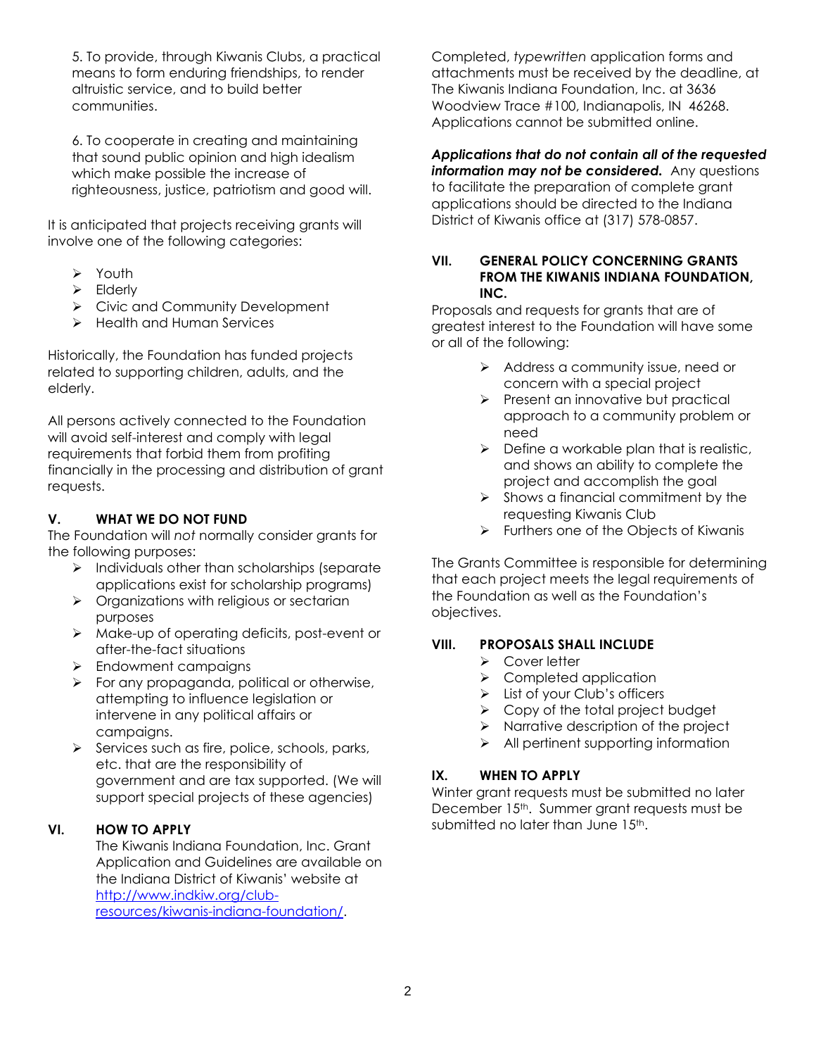5. To provide, through Kiwanis Clubs, a practical means to form enduring friendships, to render altruistic service, and to build better communities.

6. To cooperate in creating and maintaining that sound public opinion and high idealism which make possible the increase of righteousness, justice, patriotism and good will.

It is anticipated that projects receiving grants will involve one of the following categories:

- Youth
- Elderly
- Civic and Community Development
- Health and Human Services

Historically, the Foundation has funded projects related to supporting children, adults, and the elderly.

All persons actively connected to the Foundation will avoid self-interest and comply with legal requirements that forbid them from profiting financially in the processing and distribution of grant requests.

## V. WHAT WE DO NOT FUND

The Foundation will *not* normally consider grants for the following purposes:

- Individuals other than scholarships (separate applications exist for scholarship programs)
- Organizations with religious or sectarian purposes
- Make-up of operating deficits, post-event or after-the-fact situations
- Endowment campaigns
- For any propaganda, political or otherwise, attempting to influence legislation or intervene in any political affairs or campaigns.
- Services such as fire, police, schools, parks, etc. that are the responsibility of government and are tax supported. (We will support special projects of these agencies)

## VI. HOW TO APPLY

The Kiwanis Indiana Foundation, Inc. Grant Application and Guidelines are available on the Indiana District of Kiwanis' website at [http://www.indkiw.org/club-resources/kiwanis-indiana-foundation/](http://www.indkiw.org/club-resources/kiwanis-indiana-foundation/).

Completed, *typewritten* application forms and attachments must be received by the deadline, at The Kiwanis Indiana Foundation, Inc. at 3636 Woodview Trace #100, Indianapolis, IN 46268. Applications cannot be submitted online.

***Applications that do not contain all of the requested information may not be considered.*** Any questions to facilitate the preparation of complete grant applications should be directed to the Indiana District of Kiwanis office at (317) 578-0857.

## VII. GENERAL POLICY CONCERNING GRANTS FROM THE KIWANIS INDIANA FOUNDATION, INC.

Proposals and requests for grants that are of greatest interest to the Foundation will have some or all of the following:

- Address a community issue, need or concern with a special project
- Present an innovative but practical approach to a community problem or need
- Define a workable plan that is realistic, and shows an ability to complete the project and accomplish the goal
- Shows a financial commitment by the requesting Kiwanis Club
- Furthers one of the Objects of Kiwanis

The Grants Committee is responsible for determining that each project meets the legal requirements of the Foundation as well as the Foundation's objectives.

## VIII. PROPOSALS SHALL INCLUDE

- Cover letter
- Completed application
- List of your Club's officers
- Copy of the total project budget
- Narrative description of the project
- All pertinent supporting information

## IX. WHEN TO APPLY

Winter grant requests must be submitted no later December 15th. Summer grant requests must be submitted no later than June 15th.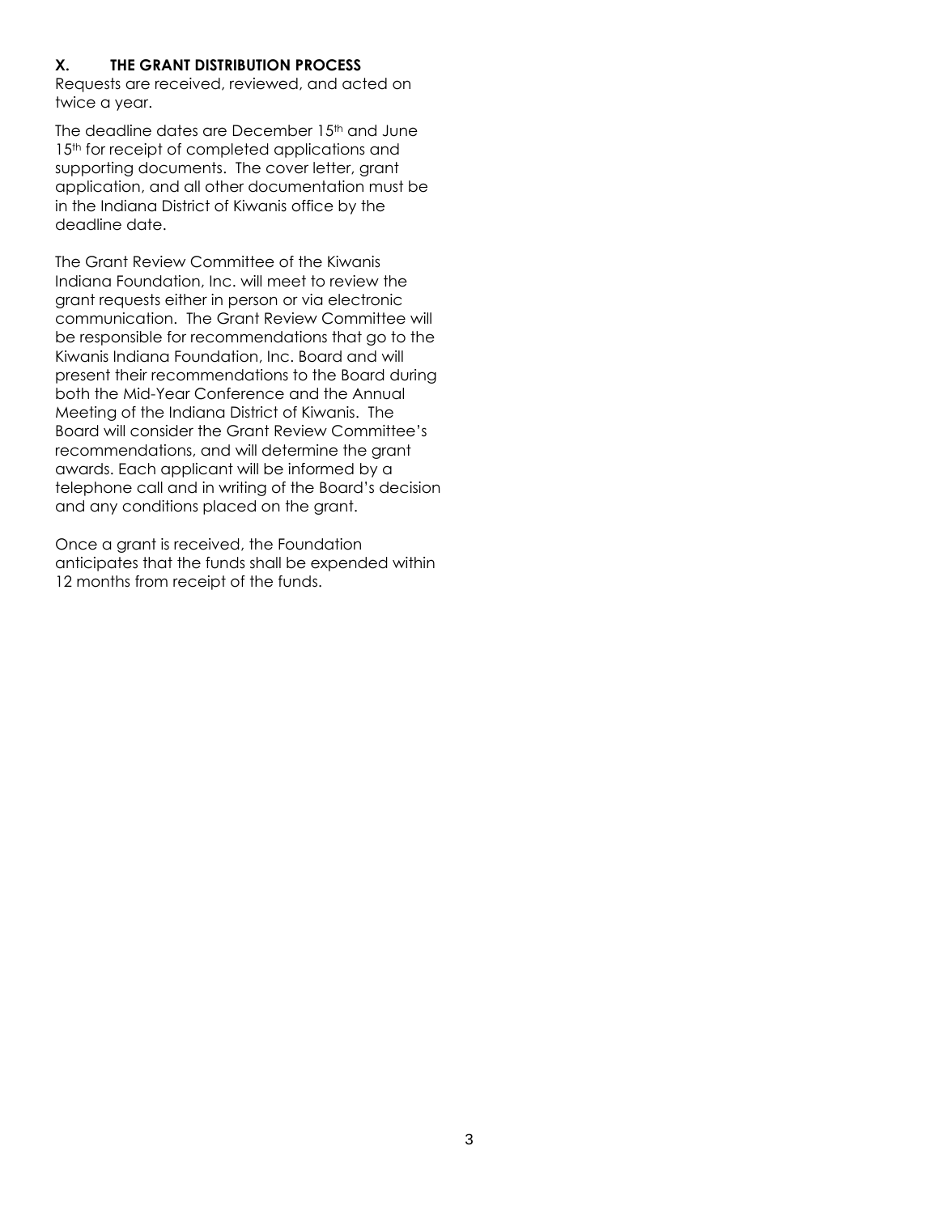## X. THE GRANT DISTRIBUTION PROCESS

Requests are received, reviewed, and acted on twice a year.

The deadline dates are December 15th and June 15th for receipt of completed applications and supporting documents. The cover letter, grant application, and all other documentation must be in the Indiana District of Kiwanis office by the deadline date.

The Grant Review Committee of the Kiwanis Indiana Foundation, Inc. will meet to review the grant requests either in person or via electronic communication. The Grant Review Committee will be responsible for recommendations that go to the Kiwanis Indiana Foundation, Inc. Board and will present their recommendations to the Board during both the Mid-Year Conference and the Annual Meeting of the Indiana District of Kiwanis. The Board will consider the Grant Review Committee's recommendations, and will determine the grant awards. Each applicant will be informed by a telephone call and in writing of the Board's decision and any conditions placed on the grant.

Once a grant is received, the Foundation anticipates that the funds shall be expended within 12 months from receipt of the funds.